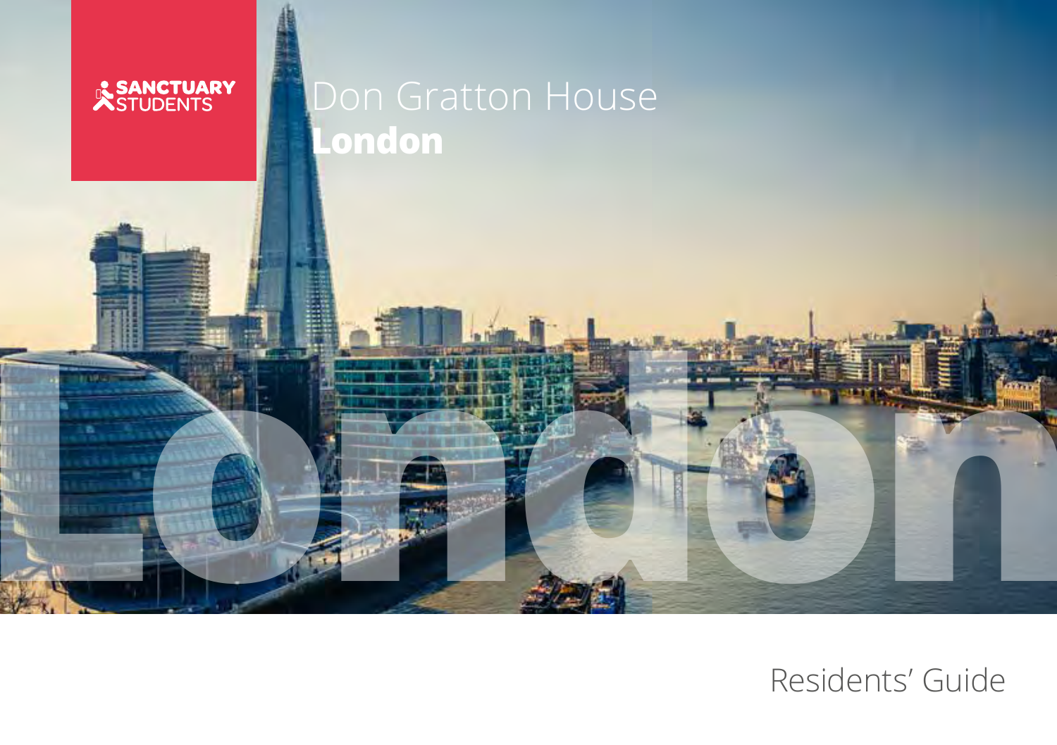SANCTUARY STUDENTS

# Don Gratton House
## London

London

Residents' Guide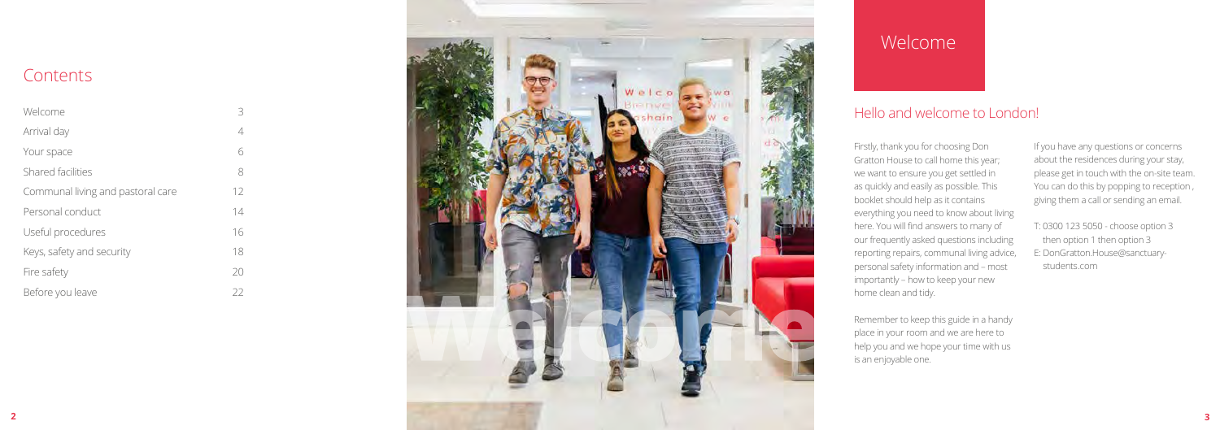## Contents

| | |
|---|---|
| Welcome | 3 |
| Arrival day | 4 |
| Your space | 6 |
| Shared facilities | 8 |
| Communal living and pastoral care | 12 |
| Personal conduct | 14 |
| Useful procedures | 16 |
| Keys, safety and security | 18 |
| Fire safety | 20 |
| Before you leave | 22 |

# Welcome

## Hello and welcome to London!

Firstly, thank you for choosing Don Gratton House to call home this year; we want to ensure you get settled in as quickly and easily as possible. This booklet should help as it contains everything you need to know about living here. You will find answers to many of our frequently asked questions including reporting repairs, communal living advice, personal safety information and – most importantly – how to keep your new home clean and tidy.

Remember to keep this guide in a handy place in your room and we are here to help you and we hope your time with us is an enjoyable one.

If you have any questions or concerns about the residences during your stay, please get in touch with the on-site team. You can do this by popping to reception , giving them a call or sending an email.

T: 0300 123 5050 - choose option 3 then option 1 then option 3
E: DonGratton.House@sanctuary-students.com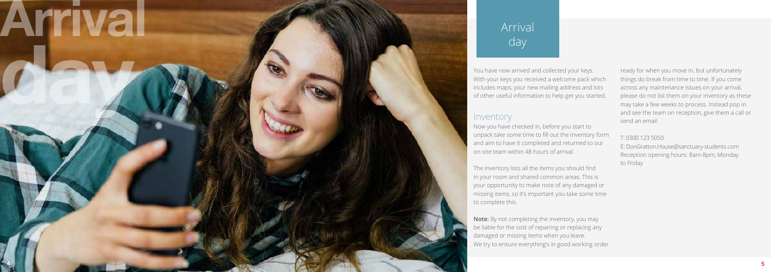# Arrival day

You have now arrived and collected your keys. With your keys you received a welcome pack which includes maps, your new mailing address and lots of other useful information to help get you started.

## Inventory

Now you have checked in, before you start to unpack take some time to fill out the inventory form and aim to have it completed and returned to our on-site team within 48 hours of arrival.

The inventory lists all the items you should find in your room and shared common areas. This is your opportunity to make note of any damaged or missing items, so it's important you take some time to complete this.

**Note:** By not completing the inventory, you may be liable for the cost of repairing or replacing any damaged or missing items when you leave. We try to ensure everything's in good working order ready for when you move in, but unfortunately things do break from time to time. If you come across any maintenance issues on your arrival, please do not list them on your inventory as these may take a few weeks to process. Instead pop in and see the team on reception, give them a call or send an email:

T: 0300 123 5050

E: DonGratton.House@sanctuary-students.com
Reception opening hours: 8am-8pm, Monday to Friday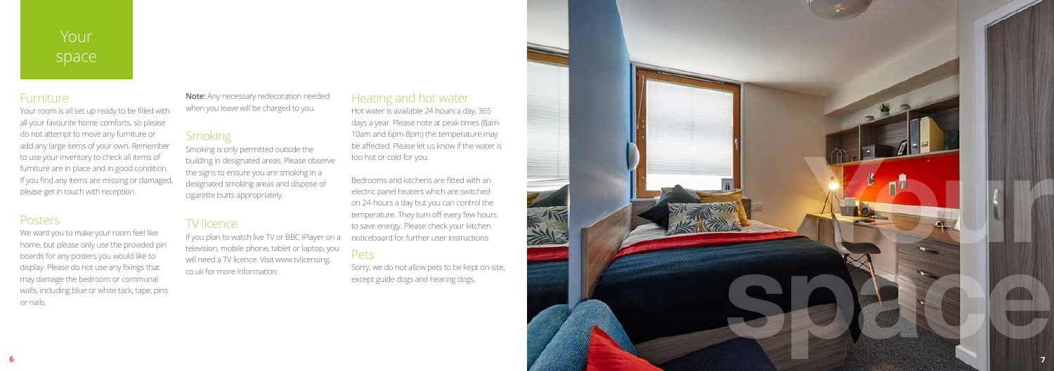# Your space

## Furniture

Your room is all set up ready to be filled with all your favourite home comforts, so please do not attempt to move any furniture or add any large items of your own. Remember to use your inventory to check all items of furniture are in place and in good condition. If you find any items are missing or damaged, please get in touch with reception.

## Posters

We want you to make your room feel like home, but please only use the provided pin boards for any posters you would like to display. Please do not use any fixings that may damage the bedroom or communal walls, including blue or white tack, tape, pins or nails.

**Note:** Any necessary redecoration needed when you leave will be charged to you.

## Smoking

Smoking is only permitted outside the building in designated areas. Please observe the signs to ensure you are smoking in a designated smoking areas and dispose of cigarette butts appropriately.

## TV licence

If you plan to watch live TV or BBC iPlayer on a television, mobile phone, tablet or laptop, you will need a TV licence. Visit www.tvlicensing.co.uk for more information.

## Heating and hot water

Hot water is available 24 hours a day, 365 days a year. Please note at peak times (8am-10am and 6pm-8pm) the temperature may be affected. Please let us know if the water is too hot or cold for you.

Bedrooms and kitchens are fitted with an electric panel heaters which are switched on 24-hours a day but you can control the temperature. They turn off every few hours to save energy. Please check your kitchen noticeboard for further user instructions.

## Pets

Sorry, we do not allow pets to be kept on-site, except guide dogs and hearing dogs.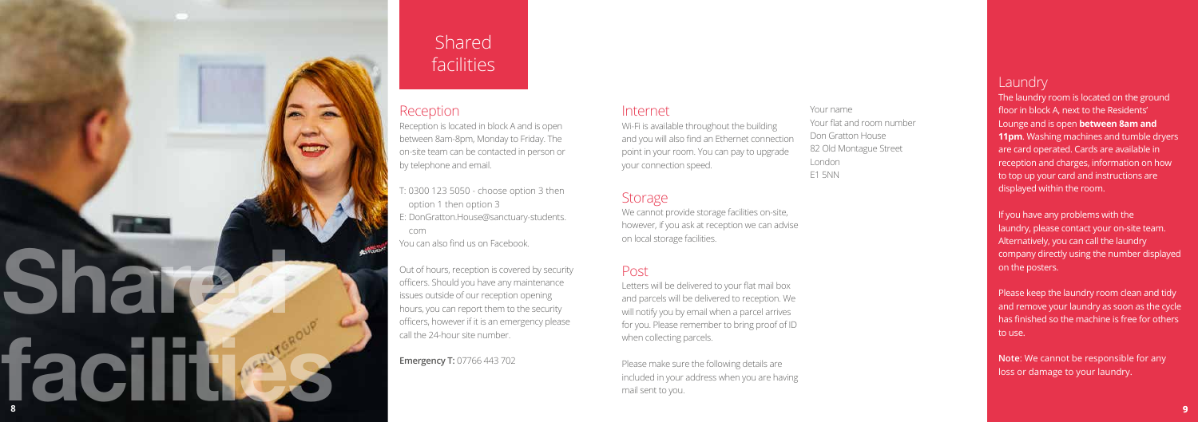# Shared facilities

## Reception

Reception is located in block A and is open between 8am-8pm, Monday to Friday. The on-site team can be contacted in person or by telephone and email.

- T: 0300 123 5050 - choose option 3 then option 1 then option 3
- E: DonGratton.House@sanctuary-students.com

You can also find us on Facebook.

Out of hours, reception is covered by security officers. Should you have any maintenance issues outside of our reception opening hours, you can report them to the security officers, however if it is an emergency please call the 24-hour site number.

**Emergency T:** 07766 443 702

## Internet

Wi-Fi is available throughout the building and you will also find an Ethernet connection point in your room. You can pay to upgrade your connection speed.

## Storage

We cannot provide storage facilities on-site, however, if you ask at reception we can advise on local storage facilities.

## Post

Letters will be delivered to your flat mail box and parcels will be delivered to reception. We will notify you by email when a parcel arrives for you. Please remember to bring proof of ID when collecting parcels.

Please make sure the following details are included in your address when you are having mail sent to you.

Your name
Your flat and room number
Don Gratton House
82 Old Montague Street
London
E1 5NN

## Laundry

The laundry room is located on the ground floor in block A, next to the Residents' Lounge and is open **between 8am and 11pm**. Washing machines and tumble dryers are card operated. Cards are available in reception and charges, information on how to top up your card and instructions are displayed within the room.

If you have any problems with the laundry, please contact your on-site team. Alternatively, you can call the laundry company directly using the number displayed on the posters.

Please keep the laundry room clean and tidy and remove your laundry as soon as the cycle has finished so the machine is free for others to use.

**Note**: We cannot be responsible for any loss or damage to your laundry.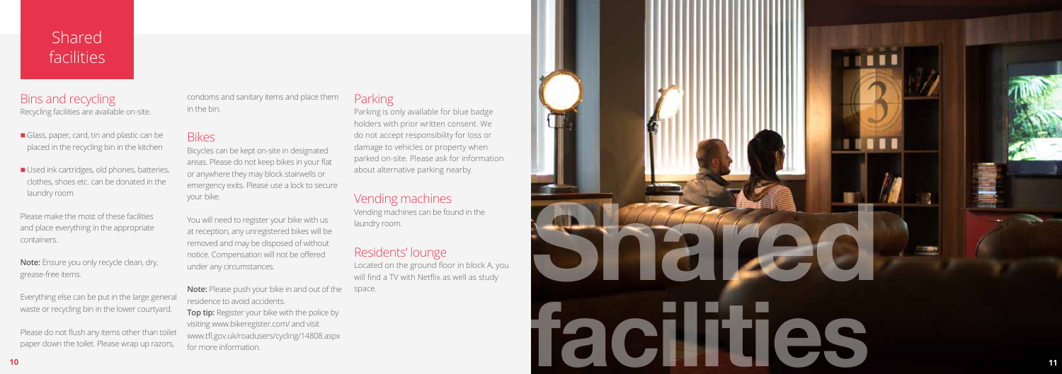# Shared facilities

## Bins and recycling

Recycling facilities are available on-site.

- Glass, paper, card, tin and plastic can be placed in the recycling bin in the kitchen
- Used ink cartridges, old phones, batteries, clothes, shoes etc. can be donated in the laundry room

Please make the most of these facilities and place everything in the appropriate containers.

**Note:** Ensure you only recycle clean, dry, grease-free items.

Everything else can be put in the large general waste or recycling bin in the lower courtyard.

Please do not flush any items other than toilet paper down the toilet. Please wrap up razors, condoms and sanitary items and place them in the bin.

## Bikes

Bicycles can be kept on-site in designated areas. Please do not keep bikes in your flat or anywhere they may block stairwells or emergency exits. Please use a lock to secure your bike.

You will need to register your bike with us at reception, any unregistered bikes will be removed and may be disposed of without notice. Compensation will not be offered under any circumstances.

**Note:** Please push your bike in and out of the residence to avoid accidents.

**Top tip:** Register your bike with the police by visiting www.bikeregister.com/ and visit www.tfl.gov.uk/roadusers/cycling/14808.aspx for more information.

## Parking

Parking is only available for blue badge holders with prior written consent. We do not accept responsibility for loss or damage to vehicles or property when parked on-site. Please ask for information about alternative parking nearby.

## Vending machines

Vending machines can be found in the laundry room.

## Residents' lounge

Located on the ground floor in block A, you will find a TV with Netflix as well as study space.

Shared facilities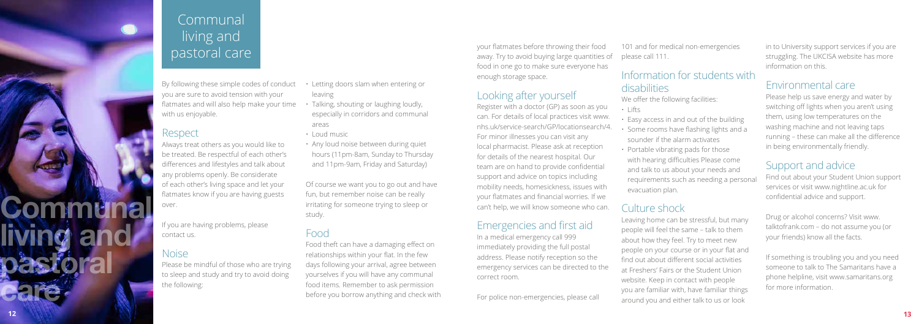# Communal living and pastoral care

By following these simple codes of conduct you are sure to avoid tension with your flatmates and will also help make your time with us enjoyable.

## Respect

Always treat others as you would like to be treated. Be respectful of each other's differences and lifestyles and talk about any problems openly. Be considerate of each other's living space and let your flatmates know if you are having guests over.

If you are having problems, please contact us.

## Noise

Please be mindful of those who are trying to sleep and study and try to avoid doing the following:

- Letting doors slam when entering or leaving
- Talking, shouting or laughing loudly, especially in corridors and communal areas
- Loud music
- Any loud noise between during quiet hours (11pm-8am, Sunday to Thursday and 11pm-9am, Friday and Saturday)

Of course we want you to go out and have fun, but remember noise can be really irritating for someone trying to sleep or study.

## Food

Food theft can have a damaging effect on relationships within your flat. In the few days following your arrival, agree between yourselves if you will have any communal food items. Remember to ask permission before you borrow anything and check with your flatmates before throwing their food away. Try to avoid buying large quantities of food in one go to make sure everyone has enough storage space.

## Looking after yourself

Register with a doctor (GP) as soon as you can. For details of local practices visit www.nhs.uk/service-search/GP/locationsearch/4. For minor illnesses you can visit any local pharmacist. Please ask at reception for details of the nearest hospital. Our team are on hand to provide confidential support and advice on topics including mobility needs, homesickness, issues with your flatmates and financial worries. If we can't help, we will know someone who can.

## Emergencies and first aid

In a medical emergency call 999 immediately providing the full postal address. Please notify reception so the emergency services can be directed to the correct room.

For police non-emergencies, please call 101 and for medical non-emergencies please call 111.

## Information for students with disabilities

We offer the following facilities:

- Lifts
- Easy access in and out of the building
- Some rooms have flashing lights and a sounder if the alarm activates
- Portable vibrating pads for those with hearing difficulties Please come and talk to us about your needs and requirements such as needing a personal evacuation plan.

## Culture shock

Leaving home can be stressful, but many people will feel the same – talk to them about how they feel. Try to meet new people on your course or in your flat and find out about different social activities at Freshers' Fairs or the Student Union website. Keep in contact with people you are familiar with, have familiar things around you and either talk to us or look in to University support services if you are struggling. The UKCISA website has more information on this.

## Environmental care

Please help us save energy and water by switching off lights when you aren't using them, using low temperatures on the washing machine and not leaving taps running – these can make all the difference in being environmentally friendly.

## Support and advice

Find out about your Student Union support services or visit www.nightline.ac.uk for confidential advice and support.

Drug or alcohol concerns? Visit www.talktofrank.com – do not assume you (or your friends) know all the facts.

If something is troubling you and you need someone to talk to The Samaritans have a phone helpline, visit www.samaritans.org for more information.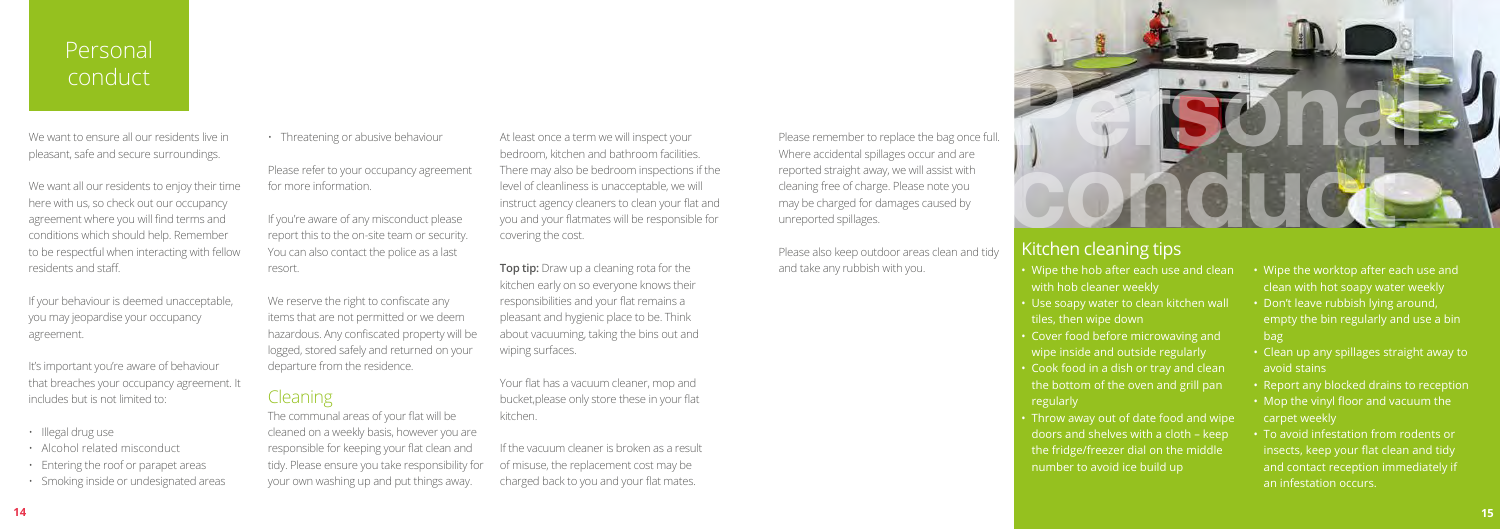# Personal conduct

We want to ensure all our residents live in pleasant, safe and secure surroundings.

We want all our residents to enjoy their time here with us, so check out our occupancy agreement where you will find terms and conditions which should help. Remember to be respectful when interacting with fellow residents and staff.

If your behaviour is deemed unacceptable, you may jeopardise your occupancy agreement.

It's important you're aware of behaviour that breaches your occupancy agreement. It includes but is not limited to:

- Illegal drug use
- Alcohol related misconduct
- Entering the roof or parapet areas
- Smoking inside or undesignated areas
- Threatening or abusive behaviour

Please refer to your occupancy agreement for more information.

If you're aware of any misconduct please report this to the on-site team or security. You can also contact the police as a last resort.

We reserve the right to confiscate any items that are not permitted or we deem hazardous. Any confiscated property will be logged, stored safely and returned on your departure from the residence.

## Cleaning

The communal areas of your flat will be cleaned on a weekly basis, however you are responsible for keeping your flat clean and tidy. Please ensure you take responsibility for your own washing up and put things away.

At least once a term we will inspect your bedroom, kitchen and bathroom facilities. There may also be bedroom inspections if the level of cleanliness is unacceptable, we will instruct agency cleaners to clean your flat and you and your flatmates will be responsible for covering the cost.

**Top tip:** Draw up a cleaning rota for the kitchen early on so everyone knows their responsibilities and your flat remains a pleasant and hygienic place to be. Think about vacuuming, taking the bins out and wiping surfaces.

Your flat has a vacuum cleaner, mop and bucket,please only store these in your flat kitchen.

If the vacuum cleaner is broken as a result of misuse, the replacement cost may be charged back to you and your flat mates.

Please remember to replace the bag once full. Where accidental spillages occur and are reported straight away, we will assist with cleaning free of charge. Please note you may be charged for damages caused by unreported spillages.

Please also keep outdoor areas clean and tidy and take any rubbish with you.

## Kitchen cleaning tips

- Wipe the hob after each use and clean with hob cleaner weekly
- Use soapy water to clean kitchen wall tiles, then wipe down
- Cover food before microwaving and wipe inside and outside regularly
- Cook food in a dish or tray and clean the bottom of the oven and grill pan regularly
- Throw away out of date food and wipe doors and shelves with a cloth – keep the fridge/freezer dial on the middle number to avoid ice build up
- Wipe the worktop after each use and clean with hot soapy water weekly
- Don't leave rubbish lying around, empty the bin regularly and use a bin bag
- Clean up any spillages straight away to avoid stains
- Report any blocked drains to reception
- Mop the vinyl floor and vacuum the carpet weekly
- To avoid infestation from rodents or insects, keep your flat clean and tidy and contact reception immediately if an infestation occurs.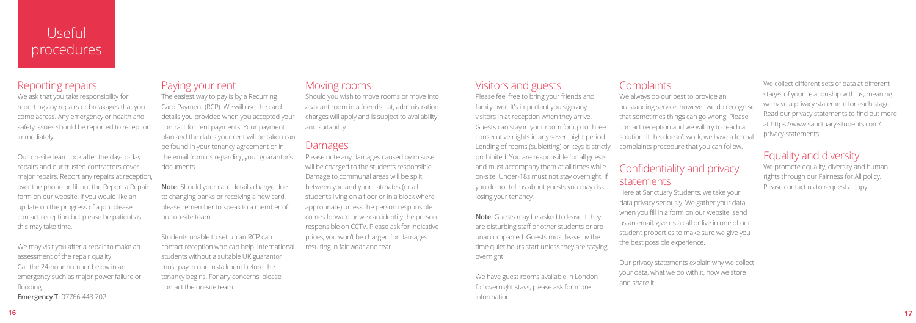# Useful procedures

## Reporting repairs

We ask that you take responsibility for reporting any repairs or breakages that you come across. Any emergency or health and safety issues should be reported to reception immediately.

Our on-site team look after the day-to-day repairs and our trusted contractors cover major repairs. Report any repairs at reception, over the phone or fill out the Report a Repair form on our website. If you would like an update on the progress of a job, please contact reception but please be patient as this may take time.

We may visit you after a repair to make an assessment of the repair quality.
Call the 24-hour number below in an emergency such as major power failure or flooding.
**Emergency T:** 07766 443 702

## Paying your rent

The easiest way to pay is by a Recurring Card Payment (RCP). We will use the card details you provided when you accepted your contract for rent payments. Your payment plan and the dates your rent will be taken can be found in your tenancy agreement or in the email from us regarding your guarantor's documents.

**Note:** Should your card details change due to changing banks or receiving a new card, please remember to speak to a member of our on-site team.

Students unable to set up an RCP can contact reception who can help. International students without a suitable UK guarantor must pay in one installment before the tenancy begins. For any concerns, please contact the on-site team.

## Moving rooms

Should you wish to move rooms or move into a vacant room in a friend's flat, administration charges will apply and is subject to availability and suitability.

## Damages

Please note any damages caused by misuse will be charged to the students responsible. Damage to communal areas will be split between you and your flatmates (or all students living on a floor or in a block where appropriate) unless the person responsible comes forward or we can identify the person responsible on CCTV. Please ask for indicative prices, you won't be charged for damages resulting in fair wear and tear.

## Visitors and guests

Please feel free to bring your friends and family over. It's important you sign any visitors in at reception when they arrive. Guests can stay in your room for up to three consecutive nights in any seven night period. Lending of rooms (subletting) or keys is strictly prohibited. You are responsible for all guests and must accompany them at all times while on-site. Under-18s must not stay overnight. If you do not tell us about guests you may risk losing your tenancy.

**Note:** Guests may be asked to leave if they are disturbing staff or other students or are unaccompanied. Guests must leave by the time quiet hours start unless they are staying overnight.

We have guest rooms available in London for overnight stays, please ask for more information.

## Complaints

We always do our best to provide an outstanding service, however we do recognise that sometimes things can go wrong. Please contact reception and we will try to reach a solution. If this doesn't work, we have a formal complaints procedure that you can follow.

## Confidentiality and privacy statements

Here at Sanctuary Students, we take your data privacy seriously. We gather your data when you fill in a form on our website, send us an email, give us a call or live in one of our student properties to make sure we give you the best possible experience.

Our privacy statements explain why we collect your data, what we do with it, how we store and share it.

We collect different sets of data at different stages of your relationship with us, meaning we have a privacy statement for each stage. Read our privacy statements to find out more at https://www.sanctuary-students.com/privacy-statements

## Equality and diversity

We promote equality, diversity and human rights through our Fairness for All policy. Please contact us to request a copy.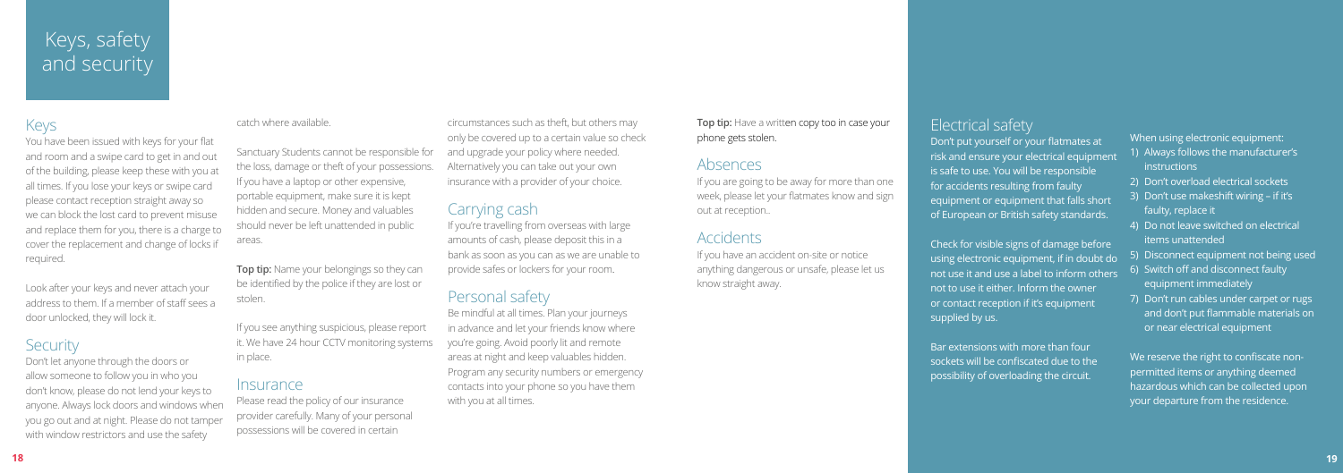# Keys, safety and security

## Keys

You have been issued with keys for your flat and room and a swipe card to get in and out of the building, please keep these with you at all times. If you lose your keys or swipe card please contact reception straight away so we can block the lost card to prevent misuse and replace them for you, there is a charge to cover the replacement and change of locks if required.

Look after your keys and never attach your address to them. If a member of staff sees a door unlocked, they will lock it.

## Security

Don't let anyone through the doors or allow someone to follow you in who you don't know, please do not lend your keys to anyone. Always lock doors and windows when you go out and at night. Please do not tamper with window restrictors and use the safety catch where available.

Sanctuary Students cannot be responsible for the loss, damage or theft of your possessions. If you have a laptop or other expensive, portable equipment, make sure it is kept hidden and secure. Money and valuables should never be left unattended in public areas.

**Top tip:** Name your belongings so they can be identified by the police if they are lost or stolen.

If you see anything suspicious, please report it. We have 24 hour CCTV monitoring systems in place.

## Insurance

Please read the policy of our insurance provider carefully. Many of your personal possessions will be covered in certain circumstances such as theft, but others may only be covered up to a certain value so check and upgrade your policy where needed. Alternatively you can take out your own insurance with a provider of your choice.

## Carrying cash

If you're travelling from overseas with large amounts of cash, please deposit this in a bank as soon as you can as we are unable to provide safes or lockers for your room.

## Personal safety

Be mindful at all times. Plan your journeys in advance and let your friends know where you're going. Avoid poorly lit and remote areas at night and keep valuables hidden. Program any security numbers or emergency contacts into your phone so you have them with you at all times.

**Top tip:** Have a written copy too in case your phone gets stolen.

## Absences

If you are going to be away for more than one week, please let your flatmates know and sign out at reception..

## Accidents

If you have an accident on-site or notice anything dangerous or unsafe, please let us know straight away.

## Electrical safety

Don't put yourself or your flatmates at risk and ensure your electrical equipment is safe to use. You will be responsible for accidents resulting from faulty equipment or equipment that falls short of European or British safety standards.

Check for visible signs of damage before using electronic equipment, if in doubt do not use it and use a label to inform others not to use it either. Inform the owner or contact reception if it's equipment supplied by us.

Bar extensions with more than four sockets will be confiscated due to the possibility of overloading the circuit.

When using electronic equipment:

1) Always follows the manufacturer's instructions
2) Don't overload electrical sockets
3) Don't use makeshift wiring – if it's faulty, replace it
4) Do not leave switched on electrical items unattended
5) Disconnect equipment not being used
6) Switch off and disconnect faulty equipment immediately
7) Don't run cables under carpet or rugs and don't put flammable materials on or near electrical equipment

We reserve the right to confiscate non-permitted items or anything deemed hazardous which can be collected upon your departure from the residence.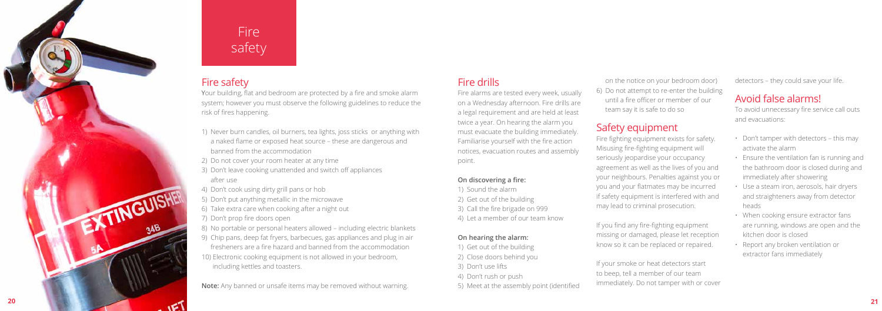# Fire safety

## Fire safety

Your building, flat and bedroom are protected by a fire and smoke alarm system; however you must observe the following guidelines to reduce the risk of fires happening.

1) Never burn candles, oil burners, tea lights, joss sticks or anything with a naked flame or exposed heat source – these are dangerous and banned from the accommodation
2) Do not cover your room heater at any time
3) Don't leave cooking unattended and switch off appliances after use
4) Don't cook using dirty grill pans or hob
5) Don't put anything metallic in the microwave
6) Take extra care when cooking after a night out
7) Don't prop fire doors open
8) No portable or personal heaters allowed – including electric blankets
9) Chip pans, deep fat fryers, barbecues, gas appliances and plug in air fresheners are a fire hazard and banned from the accommodation
10) Electronic cooking equipment is not allowed in your bedroom, including kettles and toasters.

**Note:** Any banned or unsafe items may be removed without warning.

## Fire drills

Fire alarms are tested every week, usually on a Wednesday afternoon. Fire drills are a legal requirement and are held at least twice a year. On hearing the alarm you must evacuate the building immediately. Familiarise yourself with the fire action notices, evacuation routes and assembly point.

**On discovering a fire:**

1) Sound the alarm
2) Get out of the building
3) Call the fire brigade on 999
4) Let a member of our team know

**On hearing the alarm:**

1) Get out of the building
2) Close doors behind you
3) Don't use lifts
4) Don't rush or push
5) Meet at the assembly point (identified on the notice on your bedroom door)
6) Do not attempt to re-enter the building until a fire officer or member of our team say it is safe to do so

## Safety equipment

Fire fighting equipment exists for safety. Misusing fire-fighting equipment will seriously jeopardise your occupancy agreement as well as the lives of you and your neighbours. Penalties against you or you and your flatmates may be incurred if safety equipment is interfered with and may lead to criminal prosecution.

If you find any fire-fighting equipment missing or damaged, please let reception know so it can be replaced or repaired.

If your smoke or heat detectors start to beep, tell a member of our team immediately. Do not tamper with or cover detectors – they could save your life.

## Avoid false alarms!

To avoid unnecessary fire service call outs and evacuations:

- Don't tamper with detectors – this may activate the alarm
- Ensure the ventilation fan is running and the bathroom door is closed during and immediately after showering
- Use a steam iron, aerosols, hair dryers and straighteners away from detector heads
- When cooking ensure extractor fans are running, windows are open and the kitchen door is closed
- Report any broken ventilation or extractor fans immediately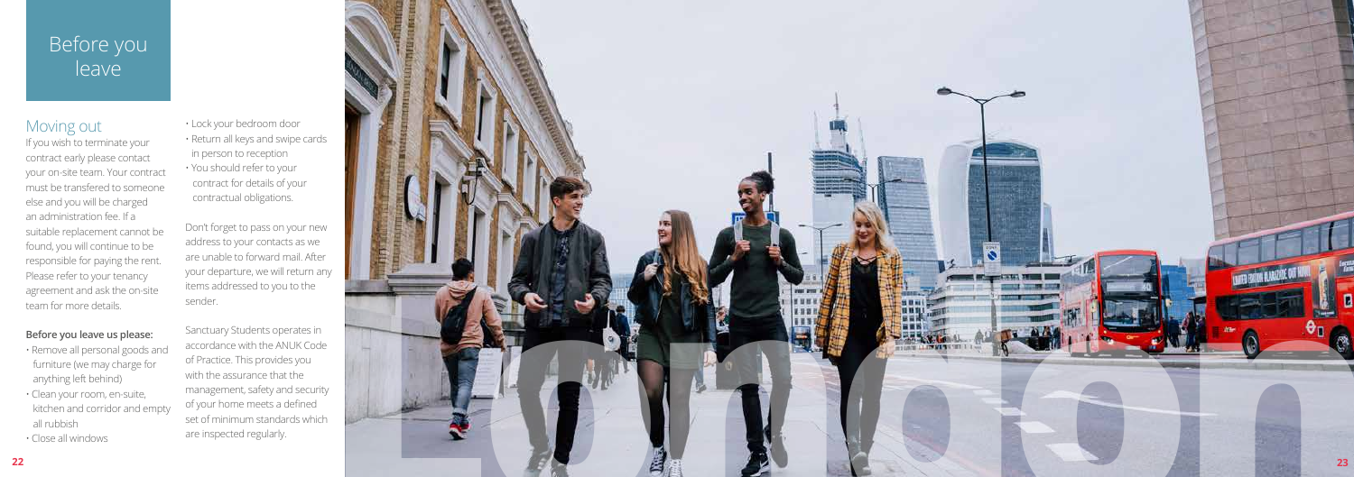# Before you leave

## Moving out

If you wish to terminate your contract early please contact your on-site team. Your contract must be transfered to someone else and you will be charged an administration fee. If a suitable replacement cannot be found, you will continue to be responsible for paying the rent. Please refer to your tenancy agreement and ask the on-site team for more details.

**Before you leave us please:**

- Remove all personal goods and furniture (we may charge for anything left behind)
- Clean your room, en-suite, kitchen and corridor and empty all rubbish
- Close all windows
- Lock your bedroom door
- Return all keys and swipe cards in person to reception
- You should refer to your contract for details of your contractual obligations.

Don't forget to pass on your new address to your contacts as we are unable to forward mail. After your departure, we will return any items addressed to you to the sender.

Sanctuary Students operates in accordance with the ANUK Code of Practice. This provides you with the assurance that the management, safety and security of your home meets a defined set of minimum standards which are inspected regularly.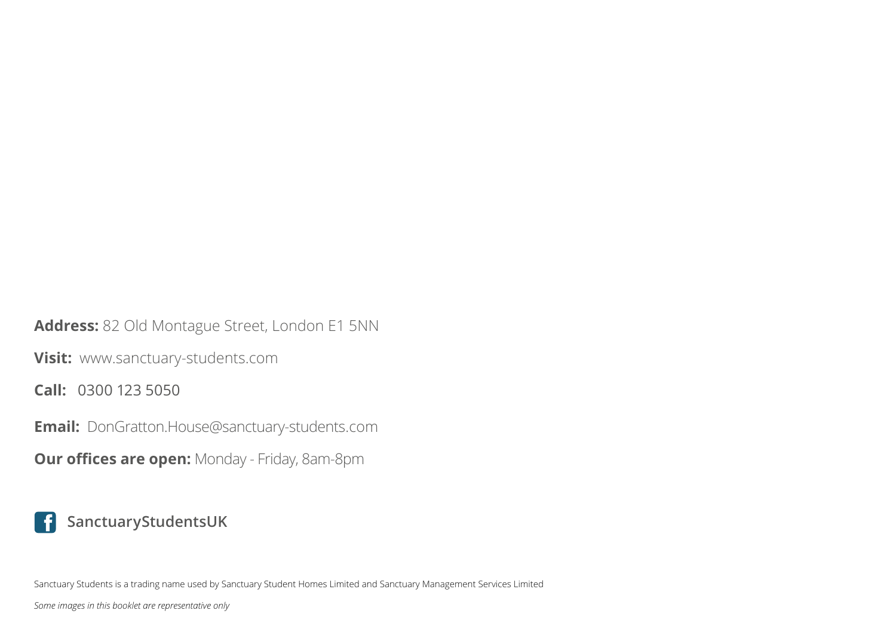**Address:** 82 Old Montague Street, London E1 5NN

**Visit:** www.sanctuary-students.com

**Call:** 0300 123 5050

**Email:** DonGratton.House@sanctuary-students.com

**Our offices are open:** Monday - Friday, 8am-8pm

**SanctuaryStudentsUK**

Sanctuary Students is a trading name used by Sanctuary Student Homes Limited and Sanctuary Management Services Limited

*Some images in this booklet are representative only*